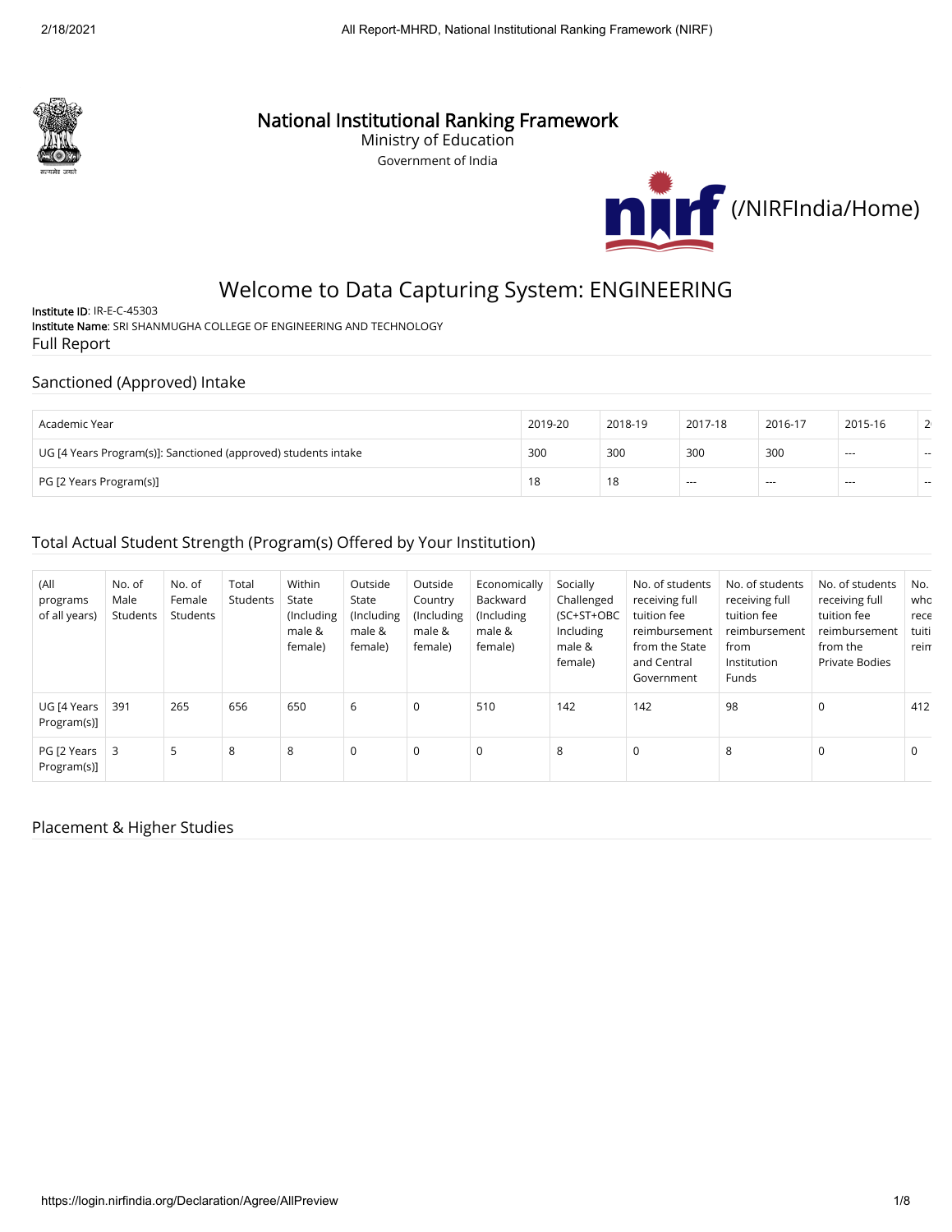# National Institutional Ranking Framework

Ministry of Education

Government of India

(/NIRFIndia/Home)

## Welcome to Data Capturing System: ENGINEERING

**Institute ID**: IR-E-C-45303

**Institute Name**: SRI SHANMUGHA COLLEGE OF ENGINEERING AND TECHNOLOGY

Full Report

### Sanctioned (Approved) Intake

| Academic Year | 2019-20 | 2018-19 | 2017-18 | 2016-17 | 2015-16 | 2 |
|---|---|---|---|---|---|---|
| UG [4 Years Program(s)]: Sanctioned (approved) students intake | 300 | 300 | 300 | 300 | --- | -- |
| PG [2 Years Program(s)] | 18 | 18 | --- | --- | --- | -- |

### Total Actual Student Strength (Program(s) Offered by Your Institution)

| (All programs of all years) | No. of Male Students | No. of Female Students | Total Students | Within State (Including male & female) | Outside State (Including male & female) | Outside Country (Including male & female) | Economically Backward (Including male & female) | Socially Challenged (SC+ST+OBC Including male & female) | No. of students receiving full tuition fee reimbursement from the State and Central Government | No. of students receiving full tuition fee reimbursement from Institution Funds | No. of students receiving full tuition fee reimbursement from the Private Bodies | No. who rece tuiti reim |
|---|---|---|---|---|---|---|---|---|---|---|---|---|
| UG [4 Years Program(s)] | 391 | 265 | 656 | 650 | 6 | 0 | 510 | 142 | 142 | 98 | 0 | 412 |
| PG [2 Years Program(s)] | 3 | 5 | 8 | 8 | 0 | 0 | 0 | 8 | 0 | 8 | 0 | 0 |

### Placement & Higher Studies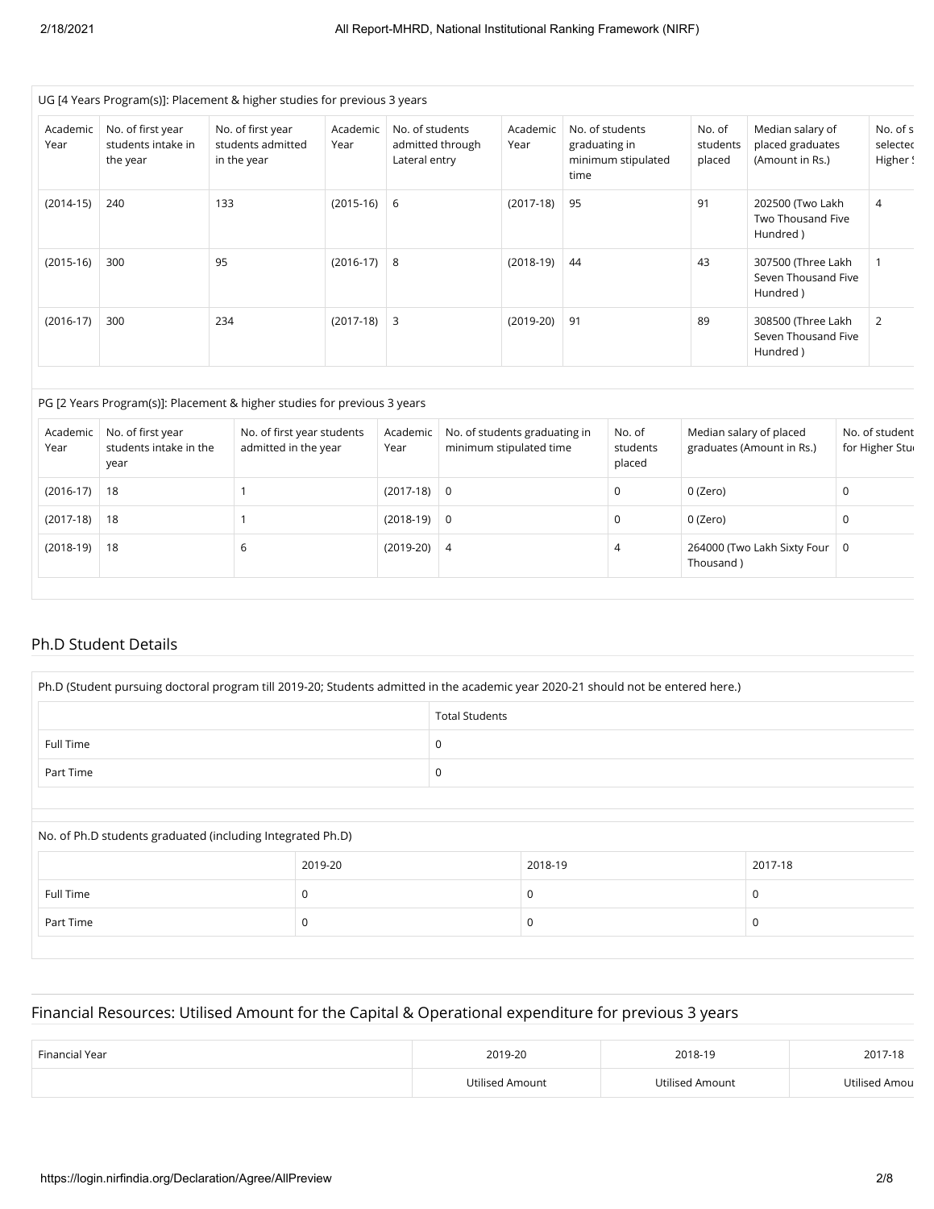UG [4 Years Program(s)]: Placement & higher studies for previous 3 years

| Academic Year | No. of first year students intake in the year | No. of first year students admitted in the year | Academic Year | No. of students admitted through Lateral entry | Academic Year | No. of students graduating in minimum stipulated time | No. of students placed | Median salary of placed graduates (Amount in Rs.) | No. of s selected Higher S |
|---|---|---|---|---|---|---|---|---|---|
| (2014-15) | 240 | 133 | (2015-16) | 6 | (2017-18) | 95 | 91 | 202500 (Two Lakh Two Thousand Five Hundred ) | 4 |
| (2015-16) | 300 | 95 | (2016-17) | 8 | (2018-19) | 44 | 43 | 307500 (Three Lakh Seven Thousand Five Hundred ) | 1 |
| (2016-17) | 300 | 234 | (2017-18) | 3 | (2019-20) | 91 | 89 | 308500 (Three Lakh Seven Thousand Five Hundred ) | 2 |

PG [2 Years Program(s)]: Placement & higher studies for previous 3 years

| Academic Year | No. of first year students intake in the year | No. of first year students admitted in the year | Academic Year | No. of students graduating in minimum stipulated time | No. of students placed | Median salary of placed graduates (Amount in Rs.) | No. of student for Higher Stu |
|---|---|---|---|---|---|---|---|
| (2016-17) | 18 | 1 | (2017-18) | 0 | 0 | 0 (Zero) | 0 |
| (2017-18) | 18 | 1 | (2018-19) | 0 | 0 | 0 (Zero) | 0 |
| (2018-19) | 18 | 6 | (2019-20) | 4 | 4 | 264000 (Two Lakh Sixty Four Thousand ) | 0 |

## Ph.D Student Details

Ph.D (Student pursuing doctoral program till 2019-20; Students admitted in the academic year 2020-21 should not be entered here.)

| | Total Students |
|---|---|
| Full Time | 0 |
| Part Time | 0 |

No. of Ph.D students graduated (including Integrated Ph.D)

| | 2019-20 | 2018-19 | 2017-18 |
|---|---|---|---|
| Full Time | 0 | 0 | 0 |
| Part Time | 0 | 0 | 0 |

## Financial Resources: Utilised Amount for the Capital & Operational expenditure for previous 3 years

| Financial Year | 2019-20 | 2018-19 | 2017-18 |
|---|---|---|---|
| | Utilised Amount | Utilised Amount | Utilised Amou |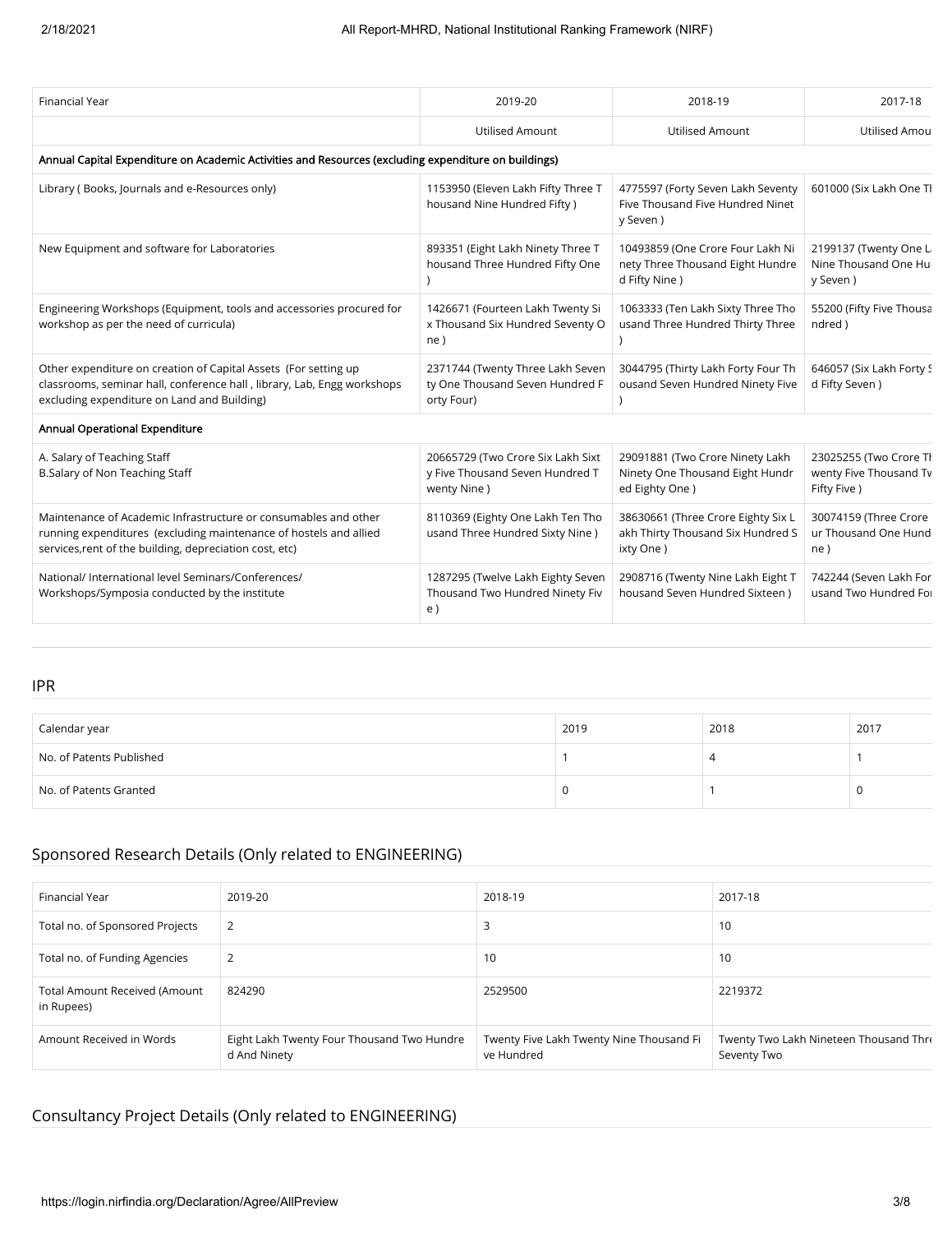| Financial Year | 2019-20 | 2018-19 | 2017-18 |
|---|---|---|---|
| | Utilised Amount | Utilised Amount | Utilised Amou |
| **Annual Capital Expenditure on Academic Activities and Resources (excluding expenditure on buildings)** | | | |
| Library ( Books, Journals and e-Resources only) | 1153950 (Eleven Lakh Fifty Three Thousand Nine Hundred Fifty ) | 4775597 (Forty Seven Lakh Seventy Five Thousand Five Hundred Ninety Seven ) | 601000 (Six Lakh One Th |
| New Equipment and software for Laboratories | 893351 (Eight Lakh Ninety Three Thousand Three Hundred Fifty One ) | 10493859 (One Crore Four Lakh Ninety Three Thousand Eight Hundred Fifty Nine ) | 2199137 (Twenty One L Nine Thousand One Hu y Seven ) |
| Engineering Workshops (Equipment, tools and accessories procured for workshop as per the need of curricula) | 1426671 (Fourteen Lakh Twenty Six Thousand Six Hundred Seventy One ) | 1063333 (Ten Lakh Sixty Three Thousand Three Hundred Thirty Three ) | 55200 (Fifty Five Thousa ndred ) |
| Other expenditure on creation of Capital Assets (For setting up classrooms, seminar hall, conference hall , library, Lab, Engg workshops excluding expenditure on Land and Building) | 2371744 (Twenty Three Lakh Seventy One Thousand Seven Hundred Forty Four) | 3044795 (Thirty Lakh Forty Four Thousand Seven Hundred Ninety Five ) | 646057 (Six Lakh Forty S d Fifty Seven ) |
| **Annual Operational Expenditure** | | | |
| A. Salary of Teaching Staff<br>B.Salary of Non Teaching Staff | 20665729 (Two Crore Six Lakh Sixty Five Thousand Seven Hundred Twenty Nine ) | 29091881 (Two Crore Ninety Lakh Ninety One Thousand Eight Hundred Eighty One ) | 23025255 (Two Crore Th wenty Five Thousand Tw Fifty Five ) |
| Maintenance of Academic Infrastructure or consumables and other running expenditures (excluding maintenance of hostels and allied services,rent of the building, depreciation cost, etc) | 8110369 (Eighty One Lakh Ten Thousand Three Hundred Sixty Nine ) | 38630661 (Three Crore Eighty Six Lakh Thirty Thousand Six Hundred Sixty One ) | 30074159 (Three Crore ur Thousand One Hund ne ) |
| National/ International level Seminars/Conferences/ Workshops/Symposia conducted by the institute | 1287295 (Twelve Lakh Eighty Seven Thousand Two Hundred Ninety Five ) | 2908716 (Twenty Nine Lakh Eight Thousand Seven Hundred Sixteen ) | 742244 (Seven Lakh For usand Two Hundred For |

## IPR

| Calendar year | 2019 | 2018 | 2017 |
|---|---|---|---|
| No. of Patents Published | 1 | 4 | 1 |
| No. of Patents Granted | 0 | 1 | 0 |

## Sponsored Research Details (Only related to ENGINEERING)

| Financial Year | 2019-20 | 2018-19 | 2017-18 |
|---|---|---|---|
| Total no. of Sponsored Projects | 2 | 3 | 10 |
| Total no. of Funding Agencies | 2 | 10 | 10 |
| Total Amount Received (Amount in Rupees) | 824290 | 2529500 | 2219372 |
| Amount Received in Words | Eight Lakh Twenty Four Thousand Two Hundred And Ninety | Twenty Five Lakh Twenty Nine Thousand Five Hundred | Twenty Two Lakh Nineteen Thousand Thre Seventy Two |

## Consultancy Project Details (Only related to ENGINEERING)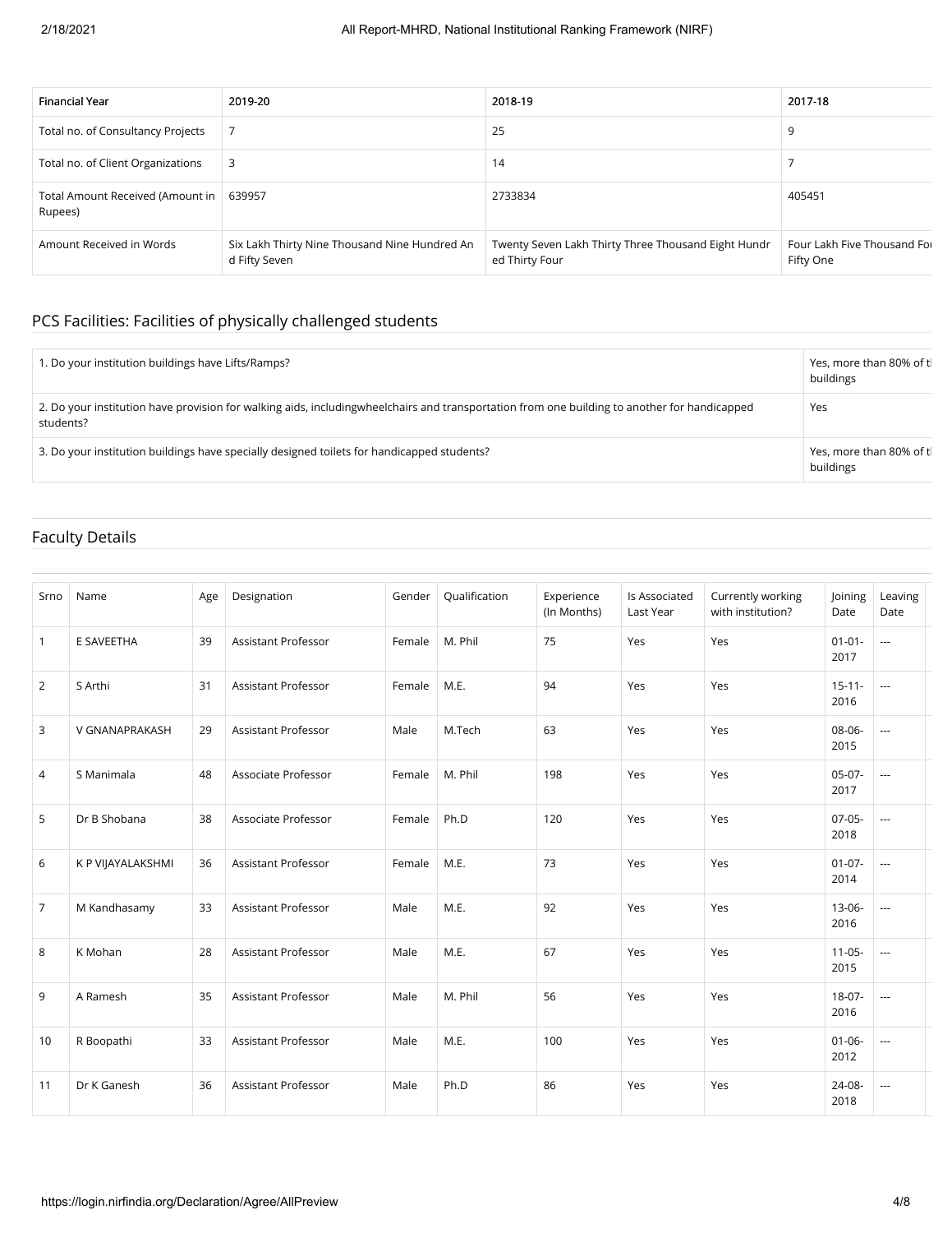| Financial Year | 2019-20 | 2018-19 | 2017-18 |
|---|---|---|---|
| Total no. of Consultancy Projects | 7 | 25 | 9 |
| Total no. of Client Organizations | 3 | 14 | 7 |
| Total Amount Received (Amount in Rupees) | 639957 | 2733834 | 405451 |
| Amount Received in Words | Six Lakh Thirty Nine Thousand Nine Hundred And Fifty Seven | Twenty Seven Lakh Thirty Three Thousand Eight Hundred Thirty Four | Four Lakh Five Thousand Fo Fifty One |

## PCS Facilities: Facilities of physically challenged students

| | |
|---|---|
| 1. Do your institution buildings have Lifts/Ramps? | Yes, more than 80% of t buildings |
| 2. Do your institution have provision for walking aids, includingwheelchairs and transportation from one building to another for handicapped students? | Yes |
| 3. Do your institution buildings have specially designed toilets for handicapped students? | Yes, more than 80% of t buildings |

## Faculty Details

| Srno | Name | Age | Designation | Gender | Qualification | Experience (In Months) | Is Associated Last Year | Currently working with institution? | Joining Date | Leaving Date |
|---|---|---|---|---|---|---|---|---|---|---|
| 1 | E SAVEETHA | 39 | Assistant Professor | Female | M. Phil | 75 | Yes | Yes | 01-01-2017 | --- |
| 2 | S Arthi | 31 | Assistant Professor | Female | M.E. | 94 | Yes | Yes | 15-11-2016 | --- |
| 3 | V GNANAPRAKASH | 29 | Assistant Professor | Male | M.Tech | 63 | Yes | Yes | 08-06-2015 | --- |
| 4 | S Manimala | 48 | Associate Professor | Female | M. Phil | 198 | Yes | Yes | 05-07-2017 | --- |
| 5 | Dr B Shobana | 38 | Associate Professor | Female | Ph.D | 120 | Yes | Yes | 07-05-2018 | --- |
| 6 | K P VIJAYALAKSHMI | 36 | Assistant Professor | Female | M.E. | 73 | Yes | Yes | 01-07-2014 | --- |
| 7 | M Kandhasamy | 33 | Assistant Professor | Male | M.E. | 92 | Yes | Yes | 13-06-2016 | --- |
| 8 | K Mohan | 28 | Assistant Professor | Male | M.E. | 67 | Yes | Yes | 11-05-2015 | --- |
| 9 | A Ramesh | 35 | Assistant Professor | Male | M. Phil | 56 | Yes | Yes | 18-07-2016 | --- |
| 10 | R Boopathi | 33 | Assistant Professor | Male | M.E. | 100 | Yes | Yes | 01-06-2012 | --- |
| 11 | Dr K Ganesh | 36 | Assistant Professor | Male | Ph.D | 86 | Yes | Yes | 24-08-2018 | --- |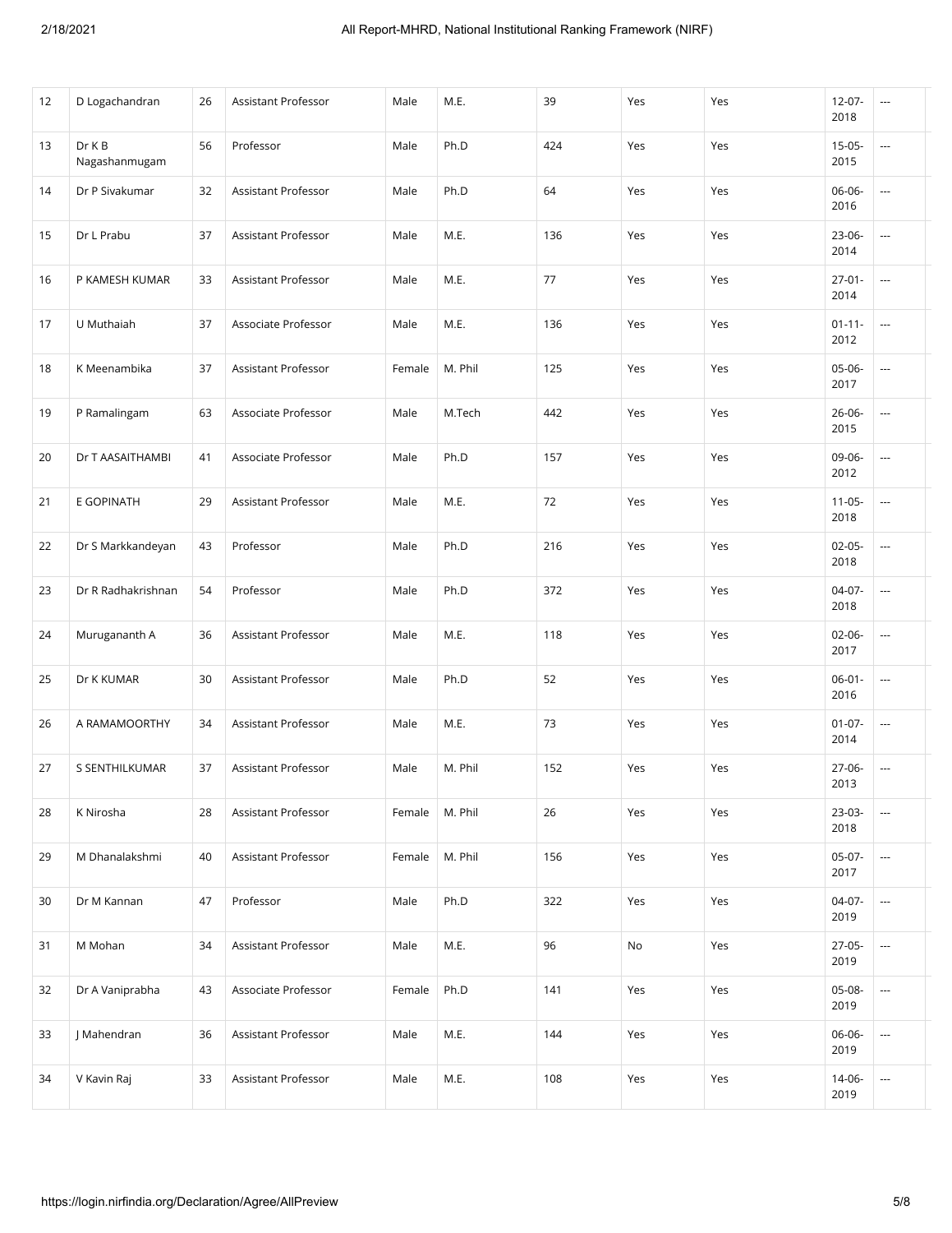| 12 | D Logachandran | 26 | Assistant Professor | Male | M.E. | 39 | Yes | Yes | 12-07-2018 | --- | |
|---|---|---|---|---|---|---|---|---|---|---|---|
| 13 | Dr K B Nagashanmugam | 56 | Professor | Male | Ph.D | 424 | Yes | Yes | 15-05-2015 | --- | |
| 14 | Dr P Sivakumar | 32 | Assistant Professor | Male | Ph.D | 64 | Yes | Yes | 06-06-2016 | --- | |
| 15 | Dr L Prabu | 37 | Assistant Professor | Male | M.E. | 136 | Yes | Yes | 23-06-2014 | --- | |
| 16 | P KAMESH KUMAR | 33 | Assistant Professor | Male | M.E. | 77 | Yes | Yes | 27-01-2014 | --- | |
| 17 | U Muthaiah | 37 | Associate Professor | Male | M.E. | 136 | Yes | Yes | 01-11-2012 | --- | |
| 18 | K Meenambika | 37 | Assistant Professor | Female | M. Phil | 125 | Yes | Yes | 05-06-2017 | --- | |
| 19 | P Ramalingam | 63 | Associate Professor | Male | M.Tech | 442 | Yes | Yes | 26-06-2015 | --- | |
| 20 | Dr T AASAITHAMBI | 41 | Associate Professor | Male | Ph.D | 157 | Yes | Yes | 09-06-2012 | --- | |
| 21 | E GOPINATH | 29 | Assistant Professor | Male | M.E. | 72 | Yes | Yes | 11-05-2018 | --- | |
| 22 | Dr S Markkandeyan | 43 | Professor | Male | Ph.D | 216 | Yes | Yes | 02-05-2018 | --- | |
| 23 | Dr R Radhakrishnan | 54 | Professor | Male | Ph.D | 372 | Yes | Yes | 04-07-2018 | --- | |
| 24 | Murugananth A | 36 | Assistant Professor | Male | M.E. | 118 | Yes | Yes | 02-06-2017 | --- | |
| 25 | Dr K KUMAR | 30 | Assistant Professor | Male | Ph.D | 52 | Yes | Yes | 06-01-2016 | --- | |
| 26 | A RAMAMOORTHY | 34 | Assistant Professor | Male | M.E. | 73 | Yes | Yes | 01-07-2014 | --- | |
| 27 | S SENTHILKUMAR | 37 | Assistant Professor | Male | M. Phil | 152 | Yes | Yes | 27-06-2013 | --- | |
| 28 | K Nirosha | 28 | Assistant Professor | Female | M. Phil | 26 | Yes | Yes | 23-03-2018 | --- | |
| 29 | M Dhanalakshmi | 40 | Assistant Professor | Female | M. Phil | 156 | Yes | Yes | 05-07-2017 | --- | |
| 30 | Dr M Kannan | 47 | Professor | Male | Ph.D | 322 | Yes | Yes | 04-07-2019 | --- | |
| 31 | M Mohan | 34 | Assistant Professor | Male | M.E. | 96 | No | Yes | 27-05-2019 | --- | |
| 32 | Dr A Vaniprabha | 43 | Associate Professor | Female | Ph.D | 141 | Yes | Yes | 05-08-2019 | --- | |
| 33 | J Mahendran | 36 | Assistant Professor | Male | M.E. | 144 | Yes | Yes | 06-06-2019 | --- | |
| 34 | V Kavin Raj | 33 | Assistant Professor | Male | M.E. | 108 | Yes | Yes | 14-06-2019 | --- | |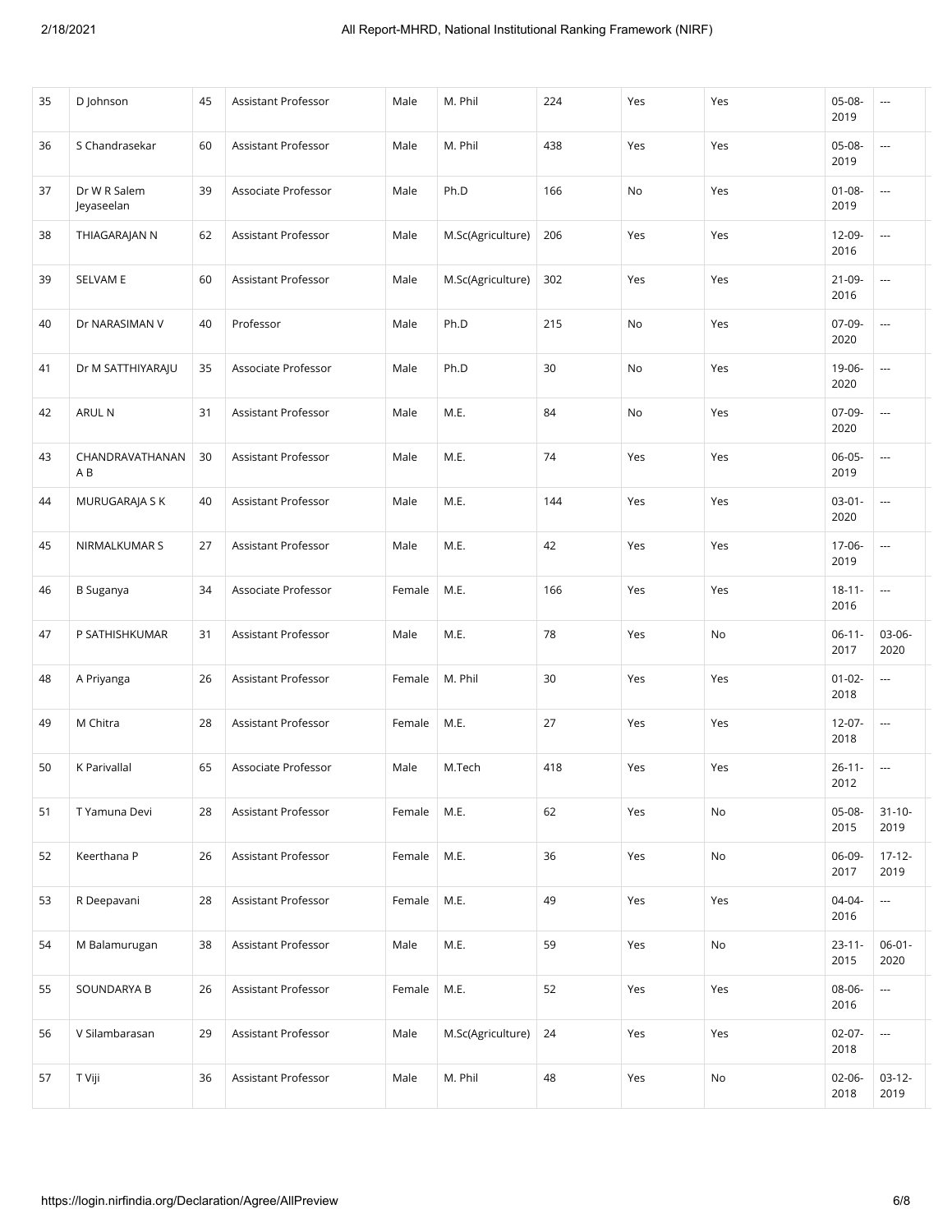| 35 | D Johnson | 45 | Assistant Professor | Male | M. Phil | 224 | Yes | Yes | 05-08-2019 | --- |
|---|---|---|---|---|---|---|---|---|---|---|
| 36 | S Chandrasekar | 60 | Assistant Professor | Male | M. Phil | 438 | Yes | Yes | 05-08-2019 | --- |
| 37 | Dr W R Salem Jeyaseelan | 39 | Associate Professor | Male | Ph.D | 166 | No | Yes | 01-08-2019 | --- |
| 38 | THIAGARAJAN N | 62 | Assistant Professor | Male | M.Sc(Agriculture) | 206 | Yes | Yes | 12-09-2016 | --- |
| 39 | SELVAM E | 60 | Assistant Professor | Male | M.Sc(Agriculture) | 302 | Yes | Yes | 21-09-2016 | --- |
| 40 | Dr NARASIMAN V | 40 | Professor | Male | Ph.D | 215 | No | Yes | 07-09-2020 | --- |
| 41 | Dr M SATTHIYARAJU | 35 | Associate Professor | Male | Ph.D | 30 | No | Yes | 19-06-2020 | --- |
| 42 | ARUL N | 31 | Assistant Professor | Male | M.E. | 84 | No | Yes | 07-09-2020 | --- |
| 43 | CHANDRAVATHANAN A B | 30 | Assistant Professor | Male | M.E. | 74 | Yes | Yes | 06-05-2019 | --- |
| 44 | MURUGARAJA S K | 40 | Assistant Professor | Male | M.E. | 144 | Yes | Yes | 03-01-2020 | --- |
| 45 | NIRMALKUMAR S | 27 | Assistant Professor | Male | M.E. | 42 | Yes | Yes | 17-06-2019 | --- |
| 46 | B Suganya | 34 | Associate Professor | Female | M.E. | 166 | Yes | Yes | 18-11-2016 | --- |
| 47 | P SATHISHKUMAR | 31 | Assistant Professor | Male | M.E. | 78 | Yes | No | 06-11-2017 | 03-06-2020 |
| 48 | A Priyanga | 26 | Assistant Professor | Female | M. Phil | 30 | Yes | Yes | 01-02-2018 | --- |
| 49 | M Chitra | 28 | Assistant Professor | Female | M.E. | 27 | Yes | Yes | 12-07-2018 | --- |
| 50 | K Parivallal | 65 | Associate Professor | Male | M.Tech | 418 | Yes | Yes | 26-11-2012 | --- |
| 51 | T Yamuna Devi | 28 | Assistant Professor | Female | M.E. | 62 | Yes | No | 05-08-2015 | 31-10-2019 |
| 52 | Keerthana P | 26 | Assistant Professor | Female | M.E. | 36 | Yes | No | 06-09-2017 | 17-12-2019 |
| 53 | R Deepavani | 28 | Assistant Professor | Female | M.E. | 49 | Yes | Yes | 04-04-2016 | --- |
| 54 | M Balamurugan | 38 | Assistant Professor | Male | M.E. | 59 | Yes | No | 23-11-2015 | 06-01-2020 |
| 55 | SOUNDARYA B | 26 | Assistant Professor | Female | M.E. | 52 | Yes | Yes | 08-06-2016 | --- |
| 56 | V Silambarasan | 29 | Assistant Professor | Male | M.Sc(Agriculture) | 24 | Yes | Yes | 02-07-2018 | --- |
| 57 | T Viji | 36 | Assistant Professor | Male | M. Phil | 48 | Yes | No | 02-06-2018 | 03-12-2019 |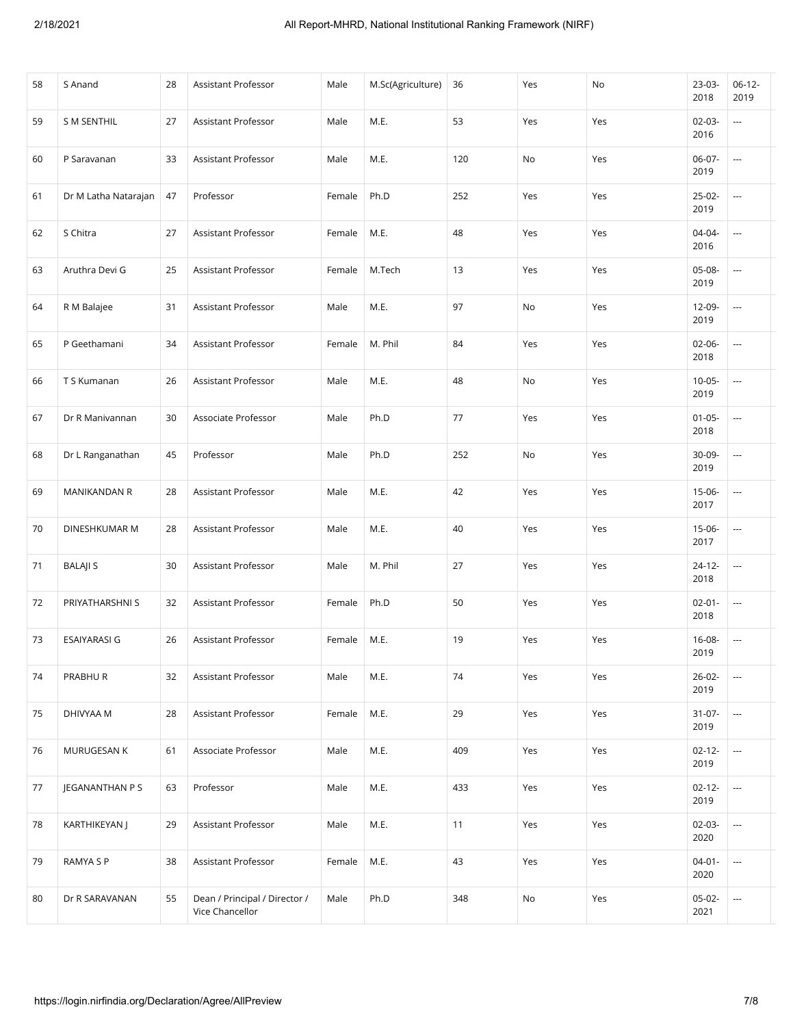| 58 | S Anand | 28 | Assistant Professor | Male | M.Sc(Agriculture) | 36 | Yes | No | 23-03-2018 | 06-12-2019 |
|---|---|---|---|---|---|---|---|---|---|---|
| 59 | S M SENTHIL | 27 | Assistant Professor | Male | M.E. | 53 | Yes | Yes | 02-03-2016 | --- |
| 60 | P Saravanan | 33 | Assistant Professor | Male | M.E. | 120 | No | Yes | 06-07-2019 | --- |
| 61 | Dr M Latha Natarajan | 47 | Professor | Female | Ph.D | 252 | Yes | Yes | 25-02-2019 | --- |
| 62 | S Chitra | 27 | Assistant Professor | Female | M.E. | 48 | Yes | Yes | 04-04-2016 | --- |
| 63 | Aruthra Devi G | 25 | Assistant Professor | Female | M.Tech | 13 | Yes | Yes | 05-08-2019 | --- |
| 64 | R M Balajee | 31 | Assistant Professor | Male | M.E. | 97 | No | Yes | 12-09-2019 | --- |
| 65 | P Geethamani | 34 | Assistant Professor | Female | M. Phil | 84 | Yes | Yes | 02-06-2018 | --- |
| 66 | T S Kumanan | 26 | Assistant Professor | Male | M.E. | 48 | No | Yes | 10-05-2019 | --- |
| 67 | Dr R Manivannan | 30 | Associate Professor | Male | Ph.D | 77 | Yes | Yes | 01-05-2018 | --- |
| 68 | Dr L Ranganathan | 45 | Professor | Male | Ph.D | 252 | No | Yes | 30-09-2019 | --- |
| 69 | MANIKANDAN R | 28 | Assistant Professor | Male | M.E. | 42 | Yes | Yes | 15-06-2017 | --- |
| 70 | DINESHKUMAR M | 28 | Assistant Professor | Male | M.E. | 40 | Yes | Yes | 15-06-2017 | --- |
| 71 | BALAJI S | 30 | Assistant Professor | Male | M. Phil | 27 | Yes | Yes | 24-12-2018 | --- |
| 72 | PRIYATHARSHNI S | 32 | Assistant Professor | Female | Ph.D | 50 | Yes | Yes | 02-01-2018 | --- |
| 73 | ESAIYARASI G | 26 | Assistant Professor | Female | M.E. | 19 | Yes | Yes | 16-08-2019 | --- |
| 74 | PRABHU R | 32 | Assistant Professor | Male | M.E. | 74 | Yes | Yes | 26-02-2019 | --- |
| 75 | DHIVYAA M | 28 | Assistant Professor | Female | M.E. | 29 | Yes | Yes | 31-07-2019 | --- |
| 76 | MURUGESAN K | 61 | Associate Professor | Male | M.E. | 409 | Yes | Yes | 02-12-2019 | --- |
| 77 | JEGANANTHAN P S | 63 | Professor | Male | M.E. | 433 | Yes | Yes | 02-12-2019 | --- |
| 78 | KARTHIKEYAN J | 29 | Assistant Professor | Male | M.E. | 11 | Yes | Yes | 02-03-2020 | --- |
| 79 | RAMYA S P | 38 | Assistant Professor | Female | M.E. | 43 | Yes | Yes | 04-01-2020 | --- |
| 80 | Dr R SARAVANAN | 55 | Dean / Principal / Director / Vice Chancellor | Male | Ph.D | 348 | No | Yes | 05-02-2021 | --- |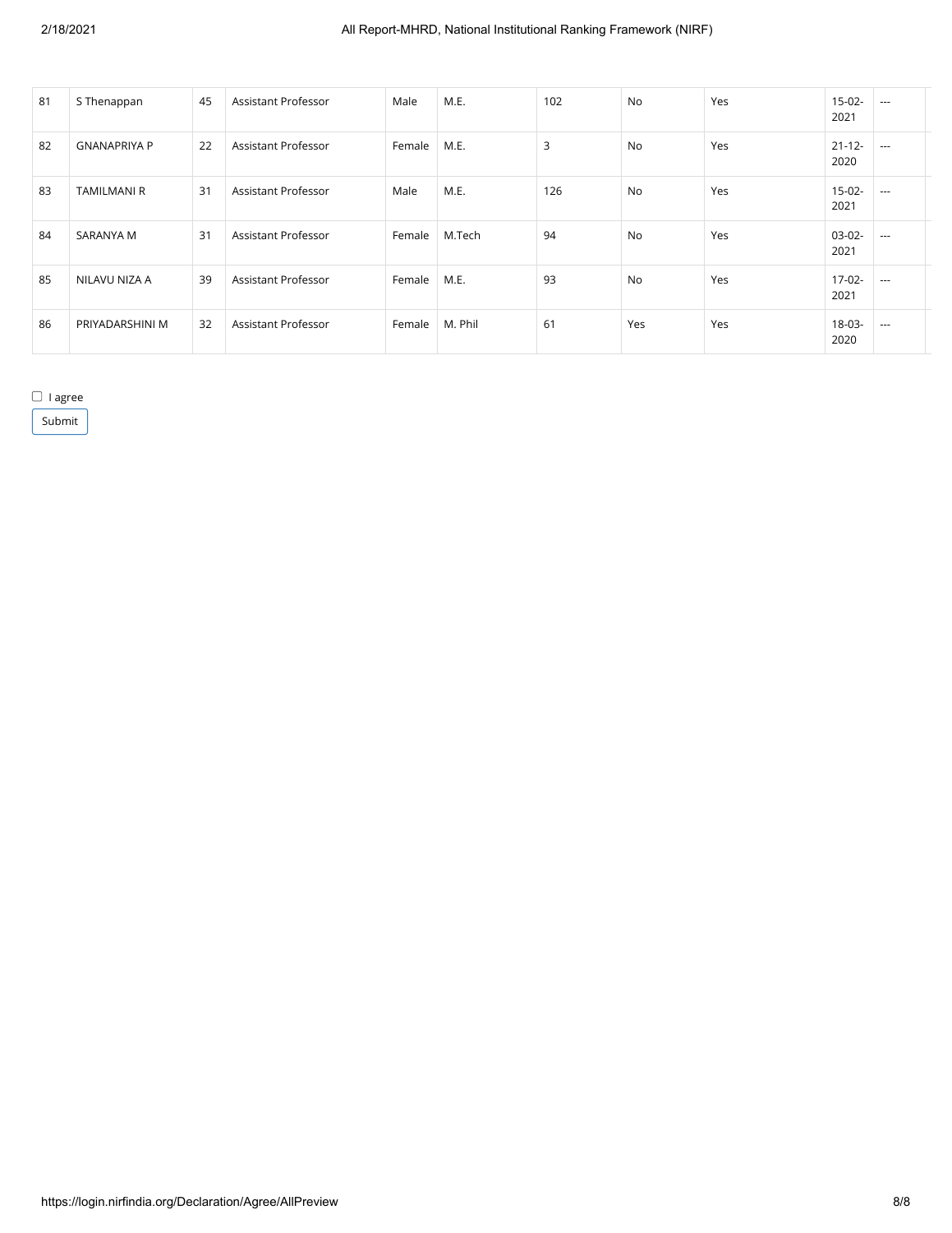| | | | | | | | | | | | |
|---|---|---|---|---|---|---|---|---|---|---|---|
| 81 | S Thenappan | 45 | Assistant Professor | Male | M.E. | 102 | No | Yes | 15-02-2021 | --- | |
| 82 | GNANAPRIYA P | 22 | Assistant Professor | Female | M.E. | 3 | No | Yes | 21-12-2020 | --- | |
| 83 | TAMILMANI R | 31 | Assistant Professor | Male | M.E. | 126 | No | Yes | 15-02-2021 | --- | |
| 84 | SARANYA M | 31 | Assistant Professor | Female | M.Tech | 94 | No | Yes | 03-02-2021 | --- | |
| 85 | NILAVU NIZA A | 39 | Assistant Professor | Female | M.E. | 93 | No | Yes | 17-02-2021 | --- | |
| 86 | PRIYADARSHINI M | 32 | Assistant Professor | Female | M. Phil | 61 | Yes | Yes | 18-03-2020 | --- | |

☐ I agree

Submit